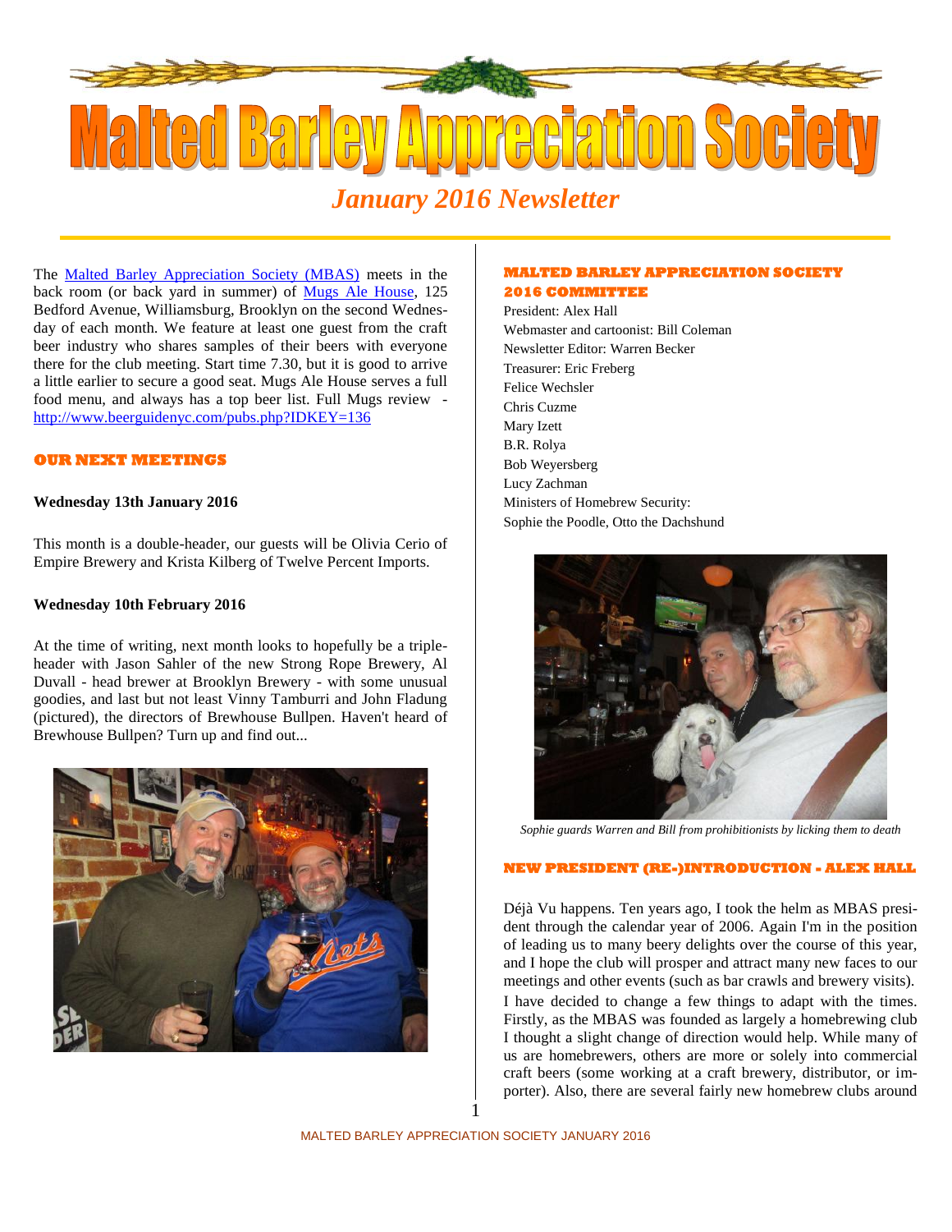# Malted Barley Appreciation Society

## *January 2016 Newsletter*

The [Malted Barley Appreciation Society (MBAS)](#) meets in the back room (or back yard in summer) of [Mugs Ale House](#), 125 Bedford Avenue, Williamsburg, Brooklyn on the second Wednesday of each month. We feature at least one guest from the craft beer industry who shares samples of their beers with everyone there for the club meeting. Start time 7.30, but it is good to arrive a little earlier to secure a good seat. Mugs Ale House serves a full food menu, and always has a top beer list. Full Mugs review - http://www.beerguidenyc.com/pubs.php?IDKEY=136

### OUR NEXT MEETINGS

**Wednesday 13th January 2016**

This month is a double-header, our guests will be Olivia Cerio of Empire Brewery and Krista Kilberg of Twelve Percent Imports.

**Wednesday 10th February 2016**

At the time of writing, next month looks to hopefully be a triple-header with Jason Sahler of the new Strong Rope Brewery, Al Duvall - head brewer at Brooklyn Brewery - with some unusual goodies, and last but not least Vinny Tamburri and John Fladung (pictured), the directors of Brewhouse Bullpen. Haven't heard of Brewhouse Bullpen? Turn up and find out...

### MALTED BARLEY APPRECIATION SOCIETY 2016 COMMITTEE

President: Alex Hall
Webmaster and cartoonist: Bill Coleman
Newsletter Editor: Warren Becker
Treasurer: Eric Freberg
Felice Wechsler
Chris Cuzme
Mary Izett
B.R. Rolya
Bob Weyersberg
Lucy Zachman
Ministers of Homebrew Security:
Sophie the Poodle, Otto the Dachshund

*Sophie guards Warren and Bill from prohibitionists by licking them to death*

### NEW PRESIDENT (RE-)INTRODUCTION - ALEX HALL

Déjà Vu happens. Ten years ago, I took the helm as MBAS president through the calendar year of 2006. Again I'm in the position of leading us to many beery delights over the course of this year, and I hope the club will prosper and attract many new faces to our meetings and other events (such as bar crawls and brewery visits).

I have decided to change a few things to adapt with the times. Firstly, as the MBAS was founded as largely a homebrewing club I thought a slight change of direction would help. While many of us are homebrewers, others are more or solely into commercial craft beers (some working at a craft brewery, distributor, or importer). Also, there are several fairly new homebrew clubs around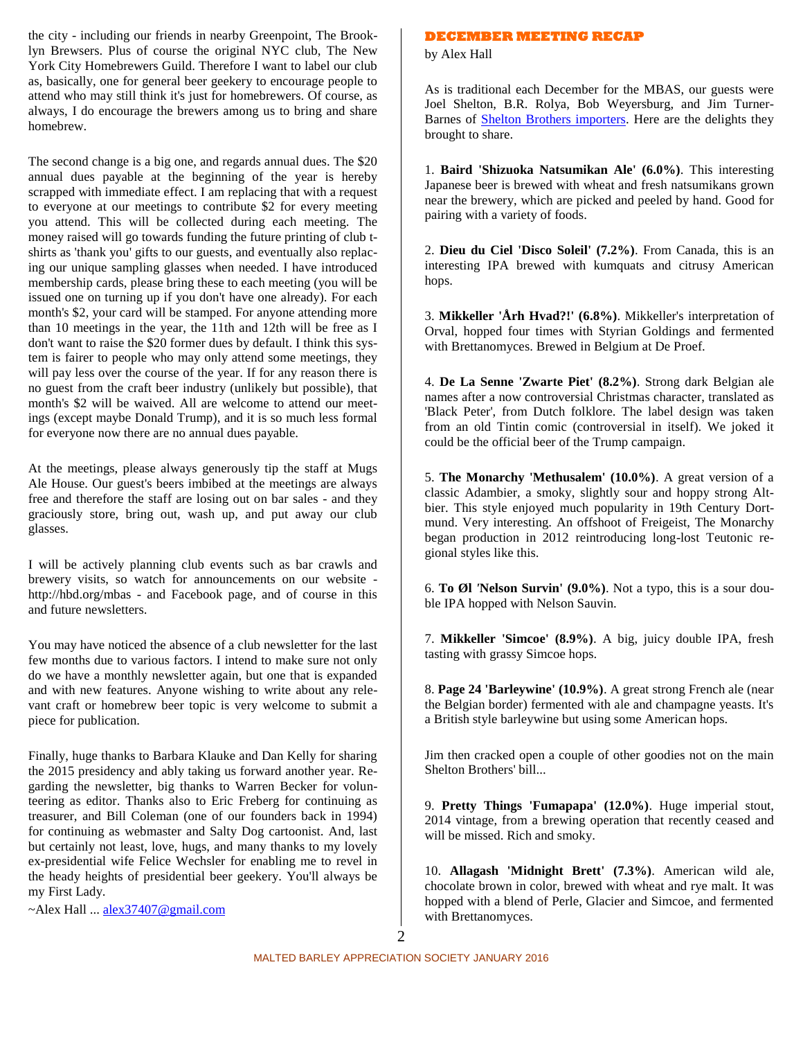the city - including our friends in nearby Greenpoint, The Brooklyn Brewsers. Plus of course the original NYC club, The New York City Homebrewers Guild. Therefore I want to label our club as, basically, one for general beer geekery to encourage people to attend who may still think it's just for homebrewers. Of course, as always, I do encourage the brewers among us to bring and share homebrew.

The second change is a big one, and regards annual dues. The $20 annual dues payable at the beginning of the year is hereby scrapped with immediate effect. I am replacing that with a request to everyone at our meetings to contribute $2 for every meeting you attend. This will be collected during each meeting. The money raised will go towards funding the future printing of club t-shirts as 'thank you' gifts to our guests, and eventually also replacing our unique sampling glasses when needed. I have introduced membership cards, please bring these to each meeting (you will be issued one on turning up if you don't have one already). For each month's $2, your card will be stamped. For anyone attending more than 10 meetings in the year, the 11th and 12th will be free as I don't want to raise the $20 former dues by default. I think this system is fairer to people who may only attend some meetings, they will pay less over the course of the year. If for any reason there is no guest from the craft beer industry (unlikely but possible), that month's $2 will be waived. All are welcome to attend our meetings (except maybe Donald Trump), and it is so much less formal for everyone now there are no annual dues payable.

At the meetings, please always generously tip the staff at Mugs Ale House. Our guest's beers imbibed at the meetings are always free and therefore the staff are losing out on bar sales - and they graciously store, bring out, wash up, and put away our club glasses.

I will be actively planning club events such as bar crawls and brewery visits, so watch for announcements on our website - http://hbd.org/mbas - and Facebook page, and of course in this and future newsletters.

You may have noticed the absence of a club newsletter for the last few months due to various factors. I intend to make sure not only do we have a monthly newsletter again, but one that is expanded and with new features. Anyone wishing to write about any relevant craft or homebrew beer topic is very welcome to submit a piece for publication.

Finally, huge thanks to Barbara Klauke and Dan Kelly for sharing the 2015 presidency and ably taking us forward another year. Regarding the newsletter, big thanks to Warren Becker for volunteering as editor. Thanks also to Eric Freberg for continuing as treasurer, and Bill Coleman (one of our founders back in 1994) for continuing as webmaster and Salty Dog cartoonist. And, last but certainly not least, love, hugs, and many thanks to my lovely ex-presidential wife Felice Wechsler for enabling me to revel in the heady heights of presidential beer geekery. You'll always be my First Lady.

~Alex Hall ... alex37407@gmail.com

## DECEMBER MEETING RECAP

by Alex Hall

As is traditional each December for the MBAS, our guests were Joel Shelton, B.R. Rolya, Bob Weyersburg, and Jim Turner-Barnes of Shelton Brothers importers. Here are the delights they brought to share.

1. **Baird 'Shizuoka Natsumikan Ale' (6.0%)**. This interesting Japanese beer is brewed with wheat and fresh natsumikans grown near the brewery, which are picked and peeled by hand. Good for pairing with a variety of foods.

2. **Dieu du Ciel 'Disco Soleil' (7.2%)**. From Canada, this is an interesting IPA brewed with kumquats and citrusy American hops.

3. **Mikkeller 'Årh Hvad?!' (6.8%)**. Mikkeller's interpretation of Orval, hopped four times with Styrian Goldings and fermented with Brettanomyces. Brewed in Belgium at De Proef.

4. **De La Senne 'Zwarte Piet' (8.2%)**. Strong dark Belgian ale names after a now controversial Christmas character, translated as 'Black Peter', from Dutch folklore. The label design was taken from an old Tintin comic (controversial in itself). We joked it could be the official beer of the Trump campaign.

5. **The Monarchy 'Methusalem' (10.0%)**. A great version of a classic Adambier, a smoky, slightly sour and hoppy strong Altbier. This style enjoyed much popularity in 19th Century Dortmund. Very interesting. An offshoot of Freigeist, The Monarchy began production in 2012 reintroducing long-lost Teutonic regional styles like this.

6. **To Øl 'Nelson Survin' (9.0%)**. Not a typo, this is a sour double IPA hopped with Nelson Sauvin.

7. **Mikkeller 'Simcoe' (8.9%)**. A big, juicy double IPA, fresh tasting with grassy Simcoe hops.

8. **Page 24 'Barleywine' (10.9%)**. A great strong French ale (near the Belgian border) fermented with ale and champagne yeasts. It's a British style barleywine but using some American hops.

Jim then cracked open a couple of other goodies not on the main Shelton Brothers' bill...

9. **Pretty Things 'Fumapapa' (12.0%)**. Huge imperial stout, 2014 vintage, from a brewing operation that recently ceased and will be missed. Rich and smoky.

10. **Allagash 'Midnight Brett' (7.3%)**. American wild ale, chocolate brown in color, brewed with wheat and rye malt. It was hopped with a blend of Perle, Glacier and Simcoe, and fermented with Brettanomyces.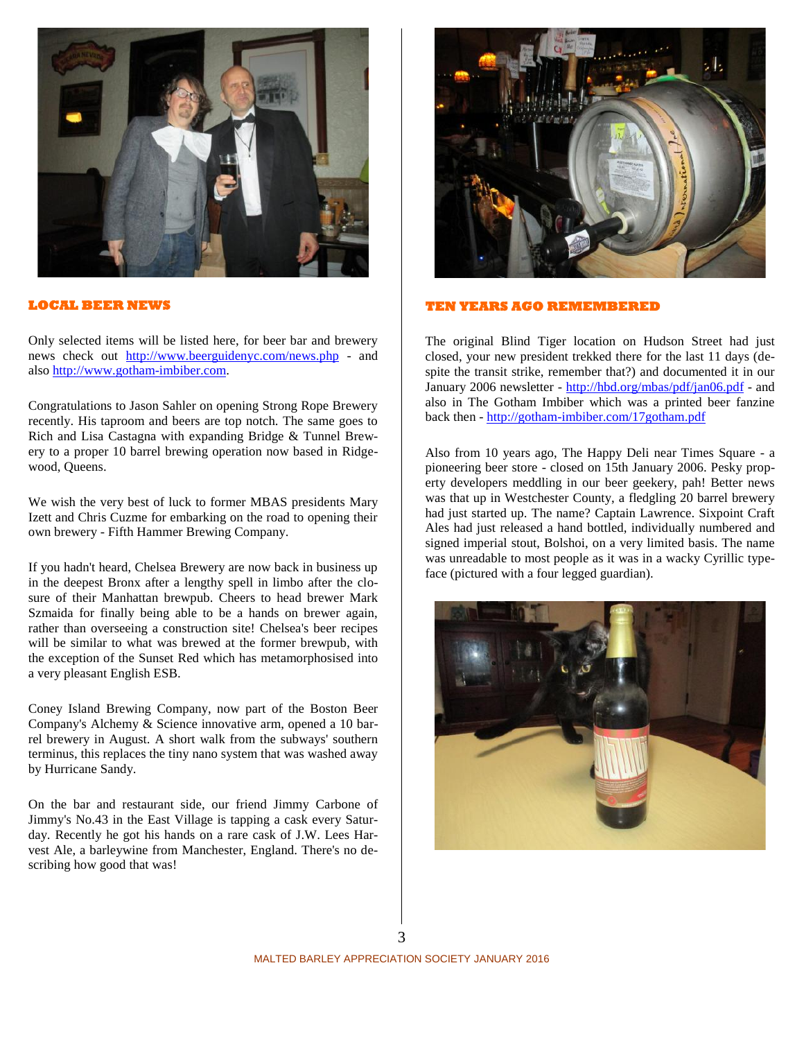## LOCAL BEER NEWS

Only selected items will be listed here, for beer bar and brewery news check out http://www.beerguidenyc.com/news.php - and also http://www.gotham-imbiber.com.

Congratulations to Jason Sahler on opening Strong Rope Brewery recently. His taproom and beers are top notch. The same goes to Rich and Lisa Castagna with expanding Bridge & Tunnel Brewery to a proper 10 barrel brewing operation now based in Ridgewood, Queens.

We wish the very best of luck to former MBAS presidents Mary Izett and Chris Cuzme for embarking on the road to opening their own brewery - Fifth Hammer Brewing Company.

If you hadn't heard, Chelsea Brewery are now back in business up in the deepest Bronx after a lengthy spell in limbo after the closure of their Manhattan brewpub. Cheers to head brewer Mark Szmaida for finally being able to be a hands on brewer again, rather than overseeing a construction site! Chelsea's beer recipes will be similar to what was brewed at the former brewpub, with the exception of the Sunset Red which has metamorphosised into a very pleasant English ESB.

Coney Island Brewing Company, now part of the Boston Beer Company's Alchemy & Science innovative arm, opened a 10 barrel brewery in August. A short walk from the subways' southern terminus, this replaces the tiny nano system that was washed away by Hurricane Sandy.

On the bar and restaurant side, our friend Jimmy Carbone of Jimmy's No.43 in the East Village is tapping a cask every Saturday. Recently he got his hands on a rare cask of J.W. Lees Harvest Ale, a barleywine from Manchester, England. There's no describing how good that was!

## TEN YEARS AGO REMEMBERED

The original Blind Tiger location on Hudson Street had just closed, your new president trekked there for the last 11 days (despite the transit strike, remember that?) and documented it in our January 2006 newsletter - http://hbd.org/mbas/pdf/jan06.pdf - and also in The Gotham Imbiber which was a printed beer fanzine back then - http://gotham-imbiber.com/17gotham.pdf

Also from 10 years ago, The Happy Deli near Times Square - a pioneering beer store - closed on 15th January 2006. Pesky property developers meddling in our beer geekery, pah! Better news was that up in Westchester County, a fledgling 20 barrel brewery had just started up. The name? Captain Lawrence. Sixpoint Craft Ales had just released a hand bottled, individually numbered and signed imperial stout, Bolshoi, on a very limited basis. The name was unreadable to most people as it was in a wacky Cyrillic typeface (pictured with a four legged guardian).

MALTED BARLEY APPRECIATION SOCIETY JANUARY 2016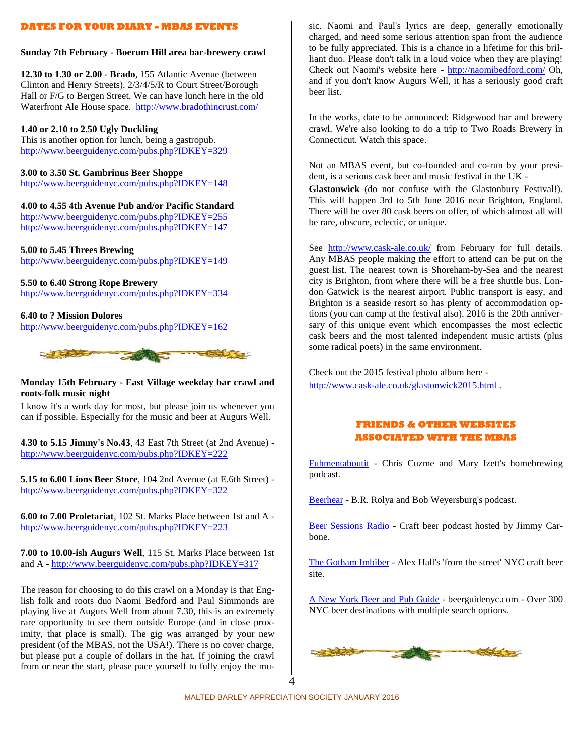## DATES FOR YOUR DIARY - MBAS EVENTS

**Sunday 7th February - Boerum Hill area bar-brewery crawl**

**12.30 to 1.30 or 2.00 - Brado**, 155 Atlantic Avenue (between Clinton and Henry Streets). 2/3/4/5/R to Court Street/Borough Hall or F/G to Bergen Street. We can have lunch here in the old Waterfront Ale House space. http://www.bradothincrust.com/

**1.40 or 2.10 to 2.50 Ugly Duckling**
This is another option for lunch, being a gastropub.
http://www.beerguidenyc.com/pubs.php?IDKEY=329

**3.00 to 3.50 St. Gambrinus Beer Shoppe**
http://www.beerguidenyc.com/pubs.php?IDKEY=148

**4.00 to 4.55 4th Avenue Pub and/or Pacific Standard**
http://www.beerguidenyc.com/pubs.php?IDKEY=255
http://www.beerguidenyc.com/pubs.php?IDKEY=147

**5.00 to 5.45 Threes Brewing**
http://www.beerguidenyc.com/pubs.php?IDKEY=149

**5.50 to 6.40 Strong Rope Brewery**
http://www.beerguidenyc.com/pubs.php?IDKEY=334

**6.40 to ? Mission Dolores**
http://www.beerguidenyc.com/pubs.php?IDKEY=162

**Monday 15th February - East Village weekday bar crawl and roots-folk music night**

I know it's a work day for most, but please join us whenever you can if possible. Especially for the music and beer at Augurs Well.

**4.30 to 5.15 Jimmy's No.43**, 43 East 7th Street (at 2nd Avenue) - http://www.beerguidenyc.com/pubs.php?IDKEY=222

**5.15 to 6.00 Lions Beer Store**, 104 2nd Avenue (at E.6th Street) - http://www.beerguidenyc.com/pubs.php?IDKEY=322

**6.00 to 7.00 Proletariat**, 102 St. Marks Place between 1st and A - http://www.beerguidenyc.com/pubs.php?IDKEY=223

**7.00 to 10.00-ish Augurs Well**, 115 St. Marks Place between 1st and A - http://www.beerguidenyc.com/pubs.php?IDKEY=317

The reason for choosing to do this crawl on a Monday is that English folk and roots duo Naomi Bedford and Paul Simmonds are playing live at Augurs Well from about 7.30, this is an extremely rare opportunity to see them outside Europe (and in close proximity, that place is small). The gig was arranged by your new president (of the MBAS, not the USA!). There is no cover charge, but please put a couple of dollars in the hat. If joining the crawl from or near the start, please pace yourself to fully enjoy the music. Naomi and Paul's lyrics are deep, generally emotionally charged, and need some serious attention span from the audience to be fully appreciated. This is a chance in a lifetime for this brilliant duo. Please don't talk in a loud voice when they are playing! Check out Naomi's website here - http://naomibedford.com/ Oh, and if you don't know Augurs Well, it has a seriously good craft beer list.

In the works, date to be announced: Ridgewood bar and brewery crawl. We're also looking to do a trip to Two Roads Brewery in Connecticut. Watch this space.

Not an MBAS event, but co-founded and co-run by your president, is a serious cask beer and music festival in the UK - **Glastonwick** (do not confuse with the Glastonbury Festival!). This will happen 3rd to 5th June 2016 near Brighton, England. There will be over 80 cask beers on offer, of which almost all will be rare, obscure, eclectic, or unique.

See http://www.cask-ale.co.uk/ from February for full details. Any MBAS people making the effort to attend can be put on the guest list. The nearest town is Shoreham-by-Sea and the nearest city is Brighton, from where there will be a free shuttle bus. London Gatwick is the nearest airport. Public transport is easy, and Brighton is a seaside resort so has plenty of accommodation options (you can camp at the festival also). 2016 is the 20th anniversary of this unique event which encompasses the most eclectic cask beers and the most talented independent music artists (plus some radical poets) in the same environment.

Check out the 2015 festival photo album here - http://www.cask-ale.co.uk/glastonwick2015.html .

## FRIENDS & OTHER WEBSITES ASSOCIATED WITH THE MBAS

Fuhmentaboutit - Chris Cuzme and Mary Izett's homebrewing podcast.

Beerhear - B.R. Rolya and Bob Weyersburg's podcast.

Beer Sessions Radio - Craft beer podcast hosted by Jimmy Carbone.

The Gotham Imbiber - Alex Hall's 'from the street' NYC craft beer site.

A New York Beer and Pub Guide - beerguidenyc.com - Over 300 NYC beer destinations with multiple search options.